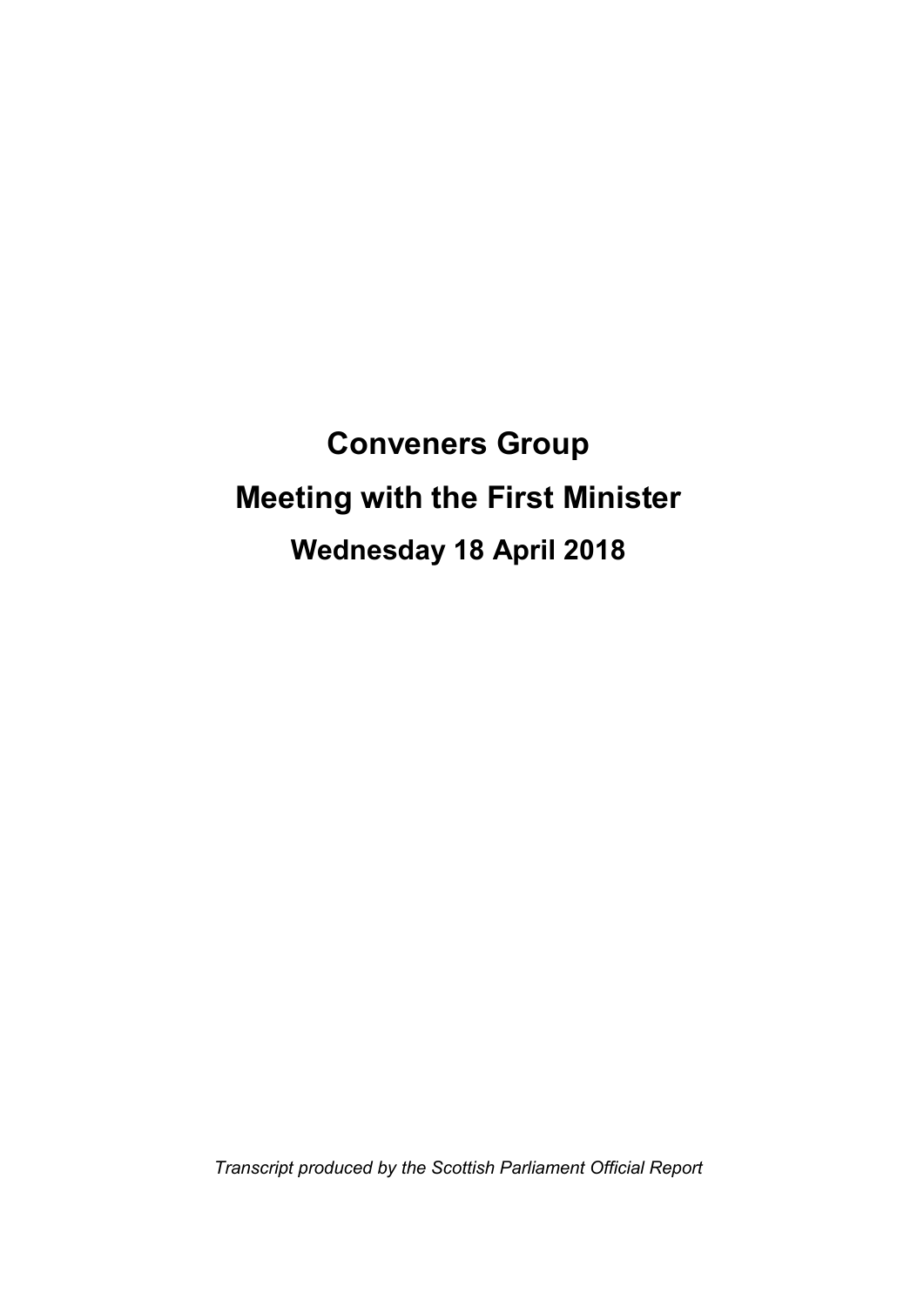# Conveners Group

# Meeting with the First Minister

## Wednesday 18 April 2018

*Transcript produced by the Scottish Parliament Official Report*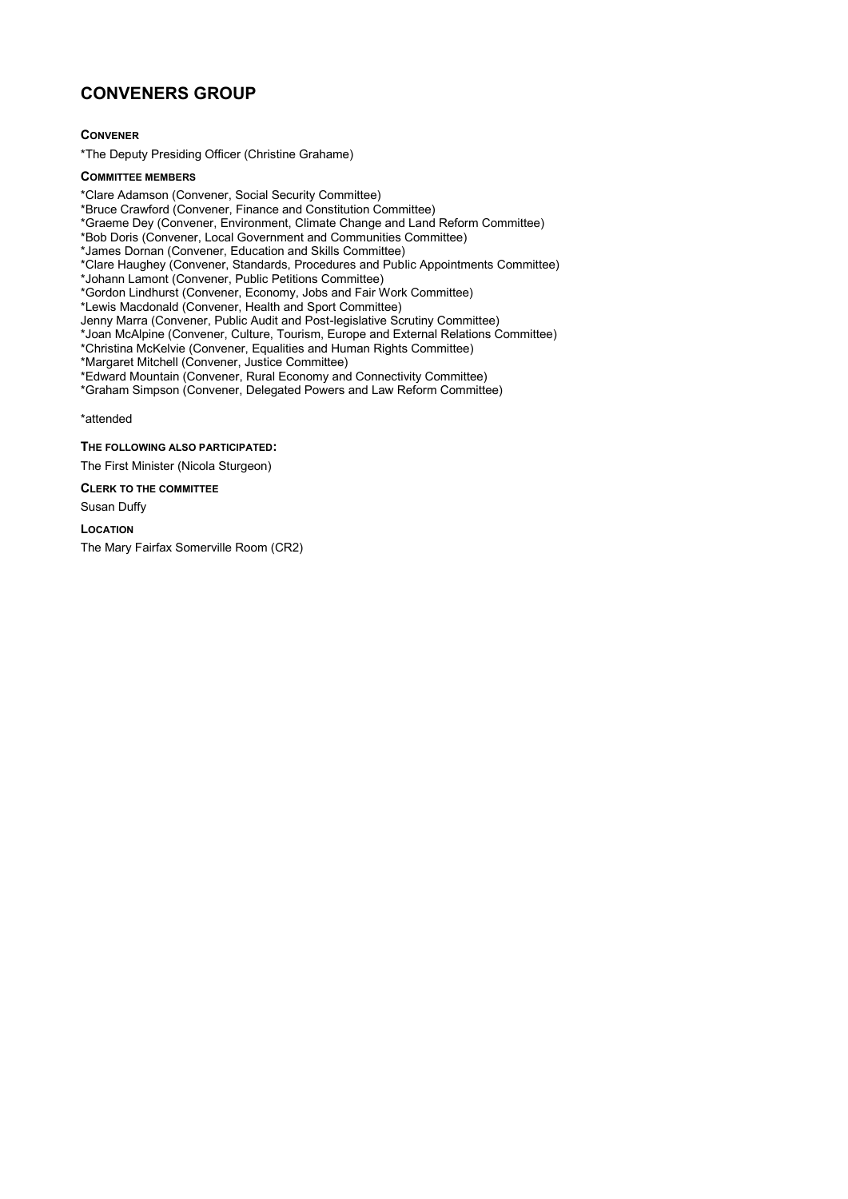## CONVENERS GROUP

**CONVENER**

*The Deputy Presiding Officer (Christine Grahame)

**COMMITTEE MEMBERS**

*Clare Adamson (Convener, Social Security Committee)
*Bruce Crawford (Convener, Finance and Constitution Committee)
*Graeme Dey (Convener, Environment, Climate Change and Land Reform Committee)
*Bob Doris (Convener, Local Government and Communities Committee)
*James Dornan (Convener, Education and Skills Committee)
*Clare Haughey (Convener, Standards, Procedures and Public Appointments Committee)
*Johann Lamont (Convener, Public Petitions Committee)
*Gordon Lindhurst (Convener, Economy, Jobs and Fair Work Committee)
*Lewis Macdonald (Convener, Health and Sport Committee)
Jenny Marra (Convener, Public Audit and Post-legislative Scrutiny Committee)
*Joan McAlpine (Convener, Culture, Tourism, Europe and External Relations Committee)
*Christina McKelvie (Convener, Equalities and Human Rights Committee)
*Margaret Mitchell (Convener, Justice Committee)
*Edward Mountain (Convener, Rural Economy and Connectivity Committee)
*Graham Simpson (Convener, Delegated Powers and Law Reform Committee)

*attended

**THE FOLLOWING ALSO PARTICIPATED:**

The First Minister (Nicola Sturgeon)

**CLERK TO THE COMMITTEE**

Susan Duffy

**LOCATION**

The Mary Fairfax Somerville Room (CR2)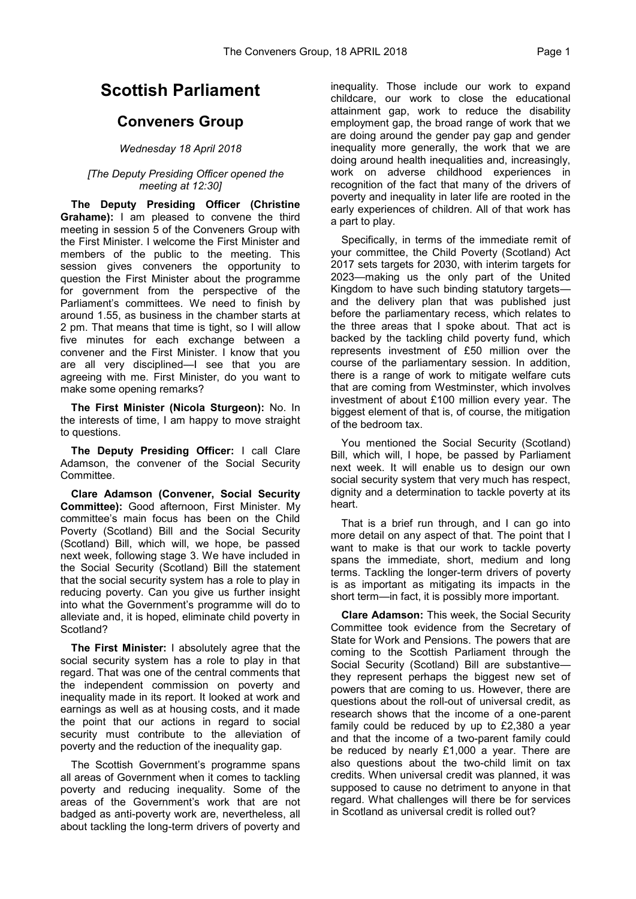# Scottish Parliament

## Conveners Group

*Wednesday 18 April 2018*

*[The Deputy Presiding Officer opened the meeting at 12:30]*

**The Deputy Presiding Officer (Christine Grahame):** I am pleased to convene the third meeting in session 5 of the Conveners Group with the First Minister. I welcome the First Minister and members of the public to the meeting. This session gives conveners the opportunity to question the First Minister about the programme for government from the perspective of the Parliament's committees. We need to finish by around 1.55, as business in the chamber starts at 2 pm. That means that time is tight, so I will allow five minutes for each exchange between a convener and the First Minister. I know that you are all very disciplined—I see that you are agreeing with me. First Minister, do you want to make some opening remarks?

**The First Minister (Nicola Sturgeon):** No. In the interests of time, I am happy to move straight to questions.

**The Deputy Presiding Officer:** I call Clare Adamson, the convener of the Social Security Committee.

**Clare Adamson (Convener, Social Security Committee):** Good afternoon, First Minister. My committee's main focus has been on the Child Poverty (Scotland) Bill and the Social Security (Scotland) Bill, which will, we hope, be passed next week, following stage 3. We have included in the Social Security (Scotland) Bill the statement that the social security system has a role to play in reducing poverty. Can you give us further insight into what the Government's programme will do to alleviate and, it is hoped, eliminate child poverty in Scotland?

**The First Minister:** I absolutely agree that the social security system has a role to play in that regard. That was one of the central comments that the independent commission on poverty and inequality made in its report. It looked at work and earnings as well as at housing costs, and it made the point that our actions in regard to social security must contribute to the alleviation of poverty and the reduction of the inequality gap.

The Scottish Government's programme spans all areas of Government when it comes to tackling poverty and reducing inequality. Some of the areas of the Government's work that are not badged as anti-poverty work are, nevertheless, all about tackling the long-term drivers of poverty and inequality. Those include our work to expand childcare, our work to close the educational attainment gap, work to reduce the disability employment gap, the broad range of work that we are doing around the gender pay gap and gender inequality more generally, the work that we are doing around health inequalities and, increasingly, work on adverse childhood experiences in recognition of the fact that many of the drivers of poverty and inequality in later life are rooted in the early experiences of children. All of that work has a part to play.

Specifically, in terms of the immediate remit of your committee, the Child Poverty (Scotland) Act 2017 sets targets for 2030, with interim targets for 2023—making us the only part of the United Kingdom to have such binding statutory targets—and the delivery plan that was published just before the parliamentary recess, which relates to the three areas that I spoke about. That act is backed by the tackling child poverty fund, which represents investment of £50 million over the course of the parliamentary session. In addition, there is a range of work to mitigate welfare cuts that are coming from Westminster, which involves investment of about £100 million every year. The biggest element of that is, of course, the mitigation of the bedroom tax.

You mentioned the Social Security (Scotland) Bill, which will, I hope, be passed by Parliament next week. It will enable us to design our own social security system that very much has respect, dignity and a determination to tackle poverty at its heart.

That is a brief run through, and I can go into more detail on any aspect of that. The point that I want to make is that our work to tackle poverty spans the immediate, short, medium and long terms. Tackling the longer-term drivers of poverty is as important as mitigating its impacts in the short term—in fact, it is possibly more important.

**Clare Adamson:** This week, the Social Security Committee took evidence from the Secretary of State for Work and Pensions. The powers that are coming to the Scottish Parliament through the Social Security (Scotland) Bill are substantive—they represent perhaps the biggest new set of powers that are coming to us. However, there are questions about the roll-out of universal credit, as research shows that the income of a one-parent family could be reduced by up to £2,380 a year and that the income of a two-parent family could be reduced by nearly £1,000 a year. There are also questions about the two-child limit on tax credits. When universal credit was planned, it was supposed to cause no detriment to anyone in that regard. What challenges will there be for services in Scotland as universal credit is rolled out?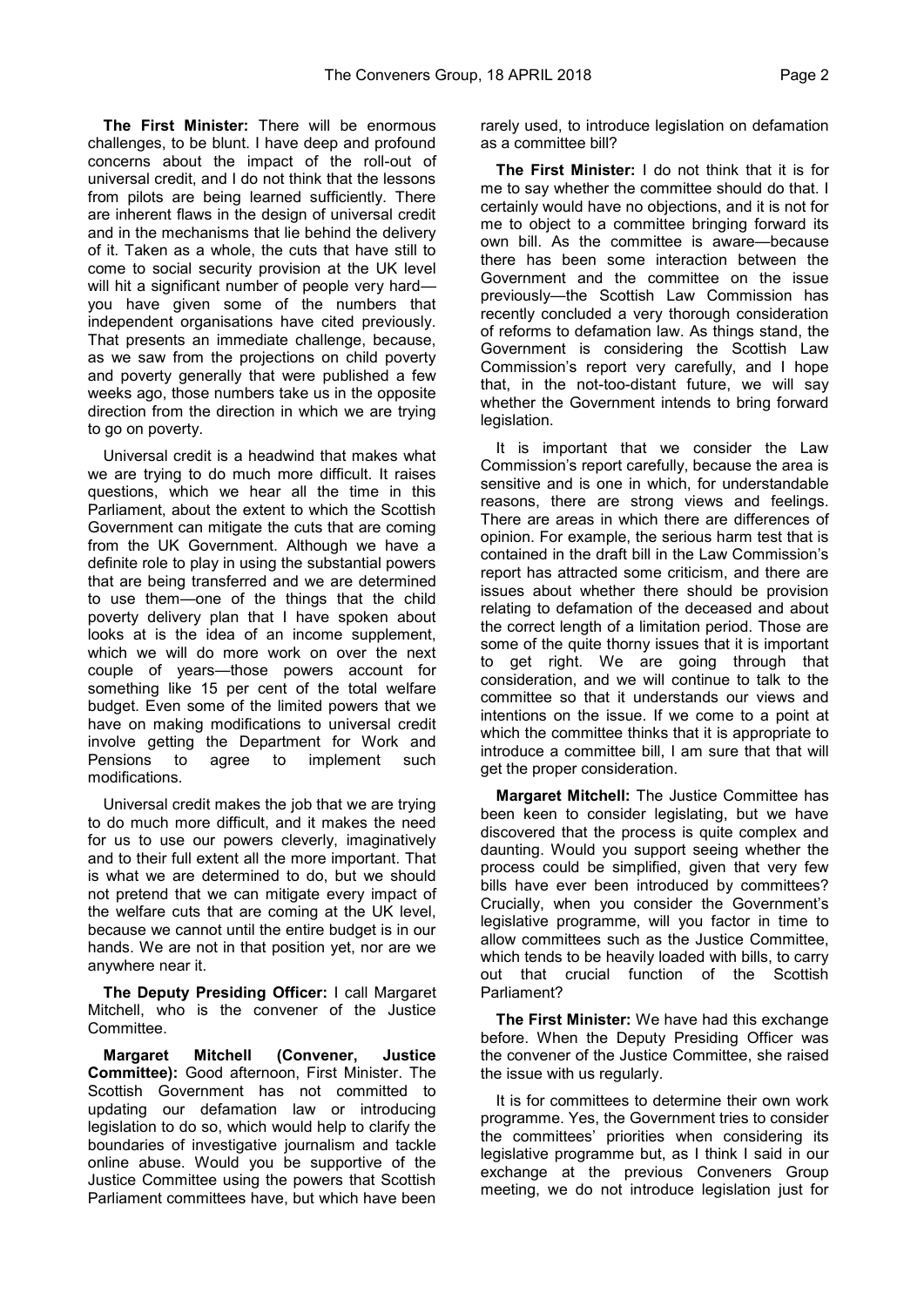**The First Minister:** There will be enormous challenges, to be blunt. I have deep and profound concerns about the impact of the roll-out of universal credit, and I do not think that the lessons from pilots are being learned sufficiently. There are inherent flaws in the design of universal credit and in the mechanisms that lie behind the delivery of it. Taken as a whole, the cuts that have still to come to social security provision at the UK level will hit a significant number of people very hard—you have given some of the numbers that independent organisations have cited previously. That presents an immediate challenge, because, as we saw from the projections on child poverty and poverty generally that were published a few weeks ago, those numbers take us in the opposite direction from the direction in which we are trying to go on poverty.

Universal credit is a headwind that makes what we are trying to do much more difficult. It raises questions, which we hear all the time in this Parliament, about the extent to which the Scottish Government can mitigate the cuts that are coming from the UK Government. Although we have a definite role to play in using the substantial powers that are being transferred and we are determined to use them—one of the things that the child poverty delivery plan that I have spoken about looks at is the idea of an income supplement, which we will do more work on over the next couple of years—those powers account for something like 15 per cent of the total welfare budget. Even some of the limited powers that we have on making modifications to universal credit involve getting the Department for Work and Pensions to agree to implement such modifications.

Universal credit makes the job that we are trying to do much more difficult, and it makes the need for us to use our powers cleverly, imaginatively and to their full extent all the more important. That is what we are determined to do, but we should not pretend that we can mitigate every impact of the welfare cuts that are coming at the UK level, because we cannot until the entire budget is in our hands. We are not in that position yet, nor are we anywhere near it.

**The Deputy Presiding Officer:** I call Margaret Mitchell, who is the convener of the Justice Committee.

**Margaret Mitchell (Convener, Justice Committee):** Good afternoon, First Minister. The Scottish Government has not committed to updating our defamation law or introducing legislation to do so, which would help to clarify the boundaries of investigative journalism and tackle online abuse. Would you be supportive of the Justice Committee using the powers that Scottish Parliament committees have, but which have been rarely used, to introduce legislation on defamation as a committee bill?

**The First Minister:** I do not think that it is for me to say whether the committee should do that. I certainly would have no objections, and it is not for me to object to a committee bringing forward its own bill. As the committee is aware—because there has been some interaction between the Government and the committee on the issue previously—the Scottish Law Commission has recently concluded a very thorough consideration of reforms to defamation law. As things stand, the Government is considering the Scottish Law Commission's report very carefully, and I hope that, in the not-too-distant future, we will say whether the Government intends to bring forward legislation.

It is important that we consider the Law Commission's report carefully, because the area is sensitive and is one in which, for understandable reasons, there are strong views and feelings. There are areas in which there are differences of opinion. For example, the serious harm test that is contained in the draft bill in the Law Commission's report has attracted some criticism, and there are issues about whether there should be provision relating to defamation of the deceased and about the correct length of a limitation period. Those are some of the quite thorny issues that it is important to get right. We are going through that consideration, and we will continue to talk to the committee so that it understands our views and intentions on the issue. If we come to a point at which the committee thinks that it is appropriate to introduce a committee bill, I am sure that that will get the proper consideration.

**Margaret Mitchell:** The Justice Committee has been keen to consider legislating, but we have discovered that the process is quite complex and daunting. Would you support seeing whether the process could be simplified, given that very few bills have ever been introduced by committees? Crucially, when you consider the Government's legislative programme, will you factor in time to allow committees such as the Justice Committee, which tends to be heavily loaded with bills, to carry out that crucial function of the Scottish Parliament?

**The First Minister:** We have had this exchange before. When the Deputy Presiding Officer was the convener of the Justice Committee, she raised the issue with us regularly.

It is for committees to determine their own work programme. Yes, the Government tries to consider the committees' priorities when considering its legislative programme but, as I think I said in our exchange at the previous Conveners Group meeting, we do not introduce legislation just for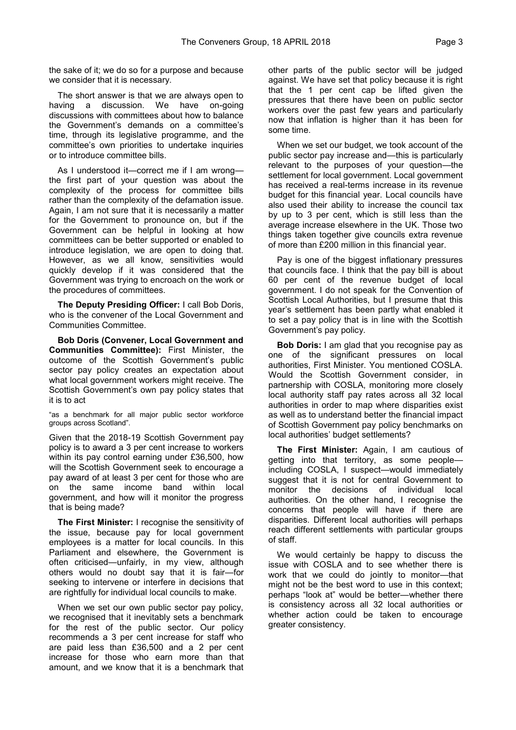the sake of it; we do so for a purpose and because we consider that it is necessary.

The short answer is that we are always open to having a discussion. We have on-going discussions with committees about how to balance the Government's demands on a committee's time, through its legislative programme, and the committee's own priorities to undertake inquiries or to introduce committee bills.

As I understood it—correct me if I am wrong—the first part of your question was about the complexity of the process for committee bills rather than the complexity of the defamation issue. Again, I am not sure that it is necessarily a matter for the Government to pronounce on, but if the Government can be helpful in looking at how committees can be better supported or enabled to introduce legislation, we are open to doing that. However, as we all know, sensitivities would quickly develop if it was considered that the Government was trying to encroach on the work or the procedures of committees.

**The Deputy Presiding Officer:** I call Bob Doris, who is the convener of the Local Government and Communities Committee.

**Bob Doris (Convener, Local Government and Communities Committee):** First Minister, the outcome of the Scottish Government's public sector pay policy creates an expectation about what local government workers might receive. The Scottish Government's own pay policy states that it is to act

"as a benchmark for all major public sector workforce groups across Scotland".

Given that the 2018-19 Scottish Government pay policy is to award a 3 per cent increase to workers within its pay control earning under £36,500, how will the Scottish Government seek to encourage a pay award of at least 3 per cent for those who are on the same income band within local government, and how will it monitor the progress that is being made?

**The First Minister:** I recognise the sensitivity of the issue, because pay for local government employees is a matter for local councils. In this Parliament and elsewhere, the Government is often criticised—unfairly, in my view, although others would no doubt say that it is fair—for seeking to intervene or interfere in decisions that are rightfully for individual local councils to make.

When we set our own public sector pay policy, we recognised that it inevitably sets a benchmark for the rest of the public sector. Our policy recommends a 3 per cent increase for staff who are paid less than £36,500 and a 2 per cent increase for those who earn more than that amount, and we know that it is a benchmark that other parts of the public sector will be judged against. We have set that policy because it is right that the 1 per cent cap be lifted given the pressures that there have been on public sector workers over the past few years and particularly now that inflation is higher than it has been for some time.

When we set our budget, we took account of the public sector pay increase and—this is particularly relevant to the purposes of your question—the settlement for local government. Local government has received a real-terms increase in its revenue budget for this financial year. Local councils have also used their ability to increase the council tax by up to 3 per cent, which is still less than the average increase elsewhere in the UK. Those two things taken together give councils extra revenue of more than £200 million in this financial year.

Pay is one of the biggest inflationary pressures that councils face. I think that the pay bill is about 60 per cent of the revenue budget of local government. I do not speak for the Convention of Scottish Local Authorities, but I presume that this year's settlement has been partly what enabled it to set a pay policy that is in line with the Scottish Government's pay policy.

**Bob Doris:** I am glad that you recognise pay as one of the significant pressures on local authorities, First Minister. You mentioned COSLA. Would the Scottish Government consider, in partnership with COSLA, monitoring more closely local authority staff pay rates across all 32 local authorities in order to map where disparities exist as well as to understand better the financial impact of Scottish Government pay policy benchmarks on local authorities' budget settlements?

**The First Minister:** Again, I am cautious of getting into that territory, as some people—including COSLA, I suspect—would immediately suggest that it is not for central Government to monitor the decisions of individual local authorities. On the other hand, I recognise the concerns that people will have if there are disparities. Different local authorities will perhaps reach different settlements with particular groups of staff.

We would certainly be happy to discuss the issue with COSLA and to see whether there is work that we could do jointly to monitor—that might not be the best word to use in this context; perhaps "look at" would be better—whether there is consistency across all 32 local authorities or whether action could be taken to encourage greater consistency.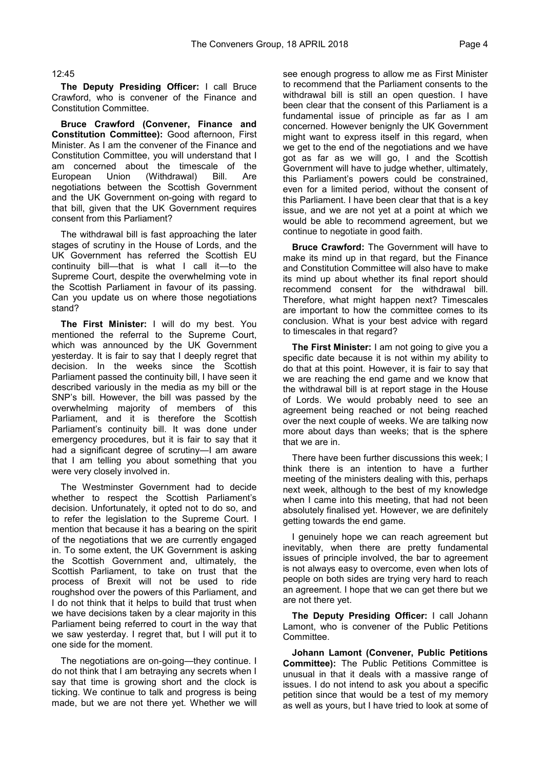12:45

**The Deputy Presiding Officer:** I call Bruce Crawford, who is convener of the Finance and Constitution Committee.

**Bruce Crawford (Convener, Finance and Constitution Committee):** Good afternoon, First Minister. As I am the convener of the Finance and Constitution Committee, you will understand that I am concerned about the timescale of the European Union (Withdrawal) Bill. Are negotiations between the Scottish Government and the UK Government on-going with regard to that bill, given that the UK Government requires consent from this Parliament?

The withdrawal bill is fast approaching the later stages of scrutiny in the House of Lords, and the UK Government has referred the Scottish EU continuity bill—that is what I call it—to the Supreme Court, despite the overwhelming vote in the Scottish Parliament in favour of its passing. Can you update us on where those negotiations stand?

**The First Minister:** I will do my best. You mentioned the referral to the Supreme Court, which was announced by the UK Government yesterday. It is fair to say that I deeply regret that decision. In the weeks since the Scottish Parliament passed the continuity bill, I have seen it described variously in the media as my bill or the SNP's bill. However, the bill was passed by the overwhelming majority of members of this Parliament, and it is therefore the Scottish Parliament's continuity bill. It was done under emergency procedures, but it is fair to say that it had a significant degree of scrutiny—I am aware that I am telling you about something that you were very closely involved in.

The Westminster Government had to decide whether to respect the Scottish Parliament's decision. Unfortunately, it opted not to do so, and to refer the legislation to the Supreme Court. I mention that because it has a bearing on the spirit of the negotiations that we are currently engaged in. To some extent, the UK Government is asking the Scottish Government and, ultimately, the Scottish Parliament, to take on trust that the process of Brexit will not be used to ride roughshod over the powers of this Parliament, and I do not think that it helps to build that trust when we have decisions taken by a clear majority in this Parliament being referred to court in the way that we saw yesterday. I regret that, but I will put it to one side for the moment.

The negotiations are on-going—they continue. I do not think that I am betraying any secrets when I say that time is growing short and the clock is ticking. We continue to talk and progress is being made, but we are not there yet. Whether we will see enough progress to allow me as First Minister to recommend that the Parliament consents to the withdrawal bill is still an open question. I have been clear that the consent of this Parliament is a fundamental issue of principle as far as I am concerned. However benignly the UK Government might want to express itself in this regard, when we get to the end of the negotiations and we have got as far as we will go, I and the Scottish Government will have to judge whether, ultimately, this Parliament's powers could be constrained, even for a limited period, without the consent of this Parliament. I have been clear that that is a key issue, and we are not yet at a point at which we would be able to recommend agreement, but we continue to negotiate in good faith.

**Bruce Crawford:** The Government will have to make its mind up in that regard, but the Finance and Constitution Committee will also have to make its mind up about whether its final report should recommend consent for the withdrawal bill. Therefore, what might happen next? Timescales are important to how the committee comes to its conclusion. What is your best advice with regard to timescales in that regard?

**The First Minister:** I am not going to give you a specific date because it is not within my ability to do that at this point. However, it is fair to say that we are reaching the end game and we know that the withdrawal bill is at report stage in the House of Lords. We would probably need to see an agreement being reached or not being reached over the next couple of weeks. We are talking now more about days than weeks; that is the sphere that we are in.

There have been further discussions this week; I think there is an intention to have a further meeting of the ministers dealing with this, perhaps next week, although to the best of my knowledge when I came into this meeting, that had not been absolutely finalised yet. However, we are definitely getting towards the end game.

I genuinely hope we can reach agreement but inevitably, when there are pretty fundamental issues of principle involved, the bar to agreement is not always easy to overcome, even when lots of people on both sides are trying very hard to reach an agreement. I hope that we can get there but we are not there yet.

**The Deputy Presiding Officer:** I call Johann Lamont, who is convener of the Public Petitions Committee.

**Johann Lamont (Convener, Public Petitions Committee):** The Public Petitions Committee is unusual in that it deals with a massive range of issues. I do not intend to ask you about a specific petition since that would be a test of my memory as well as yours, but I have tried to look at some of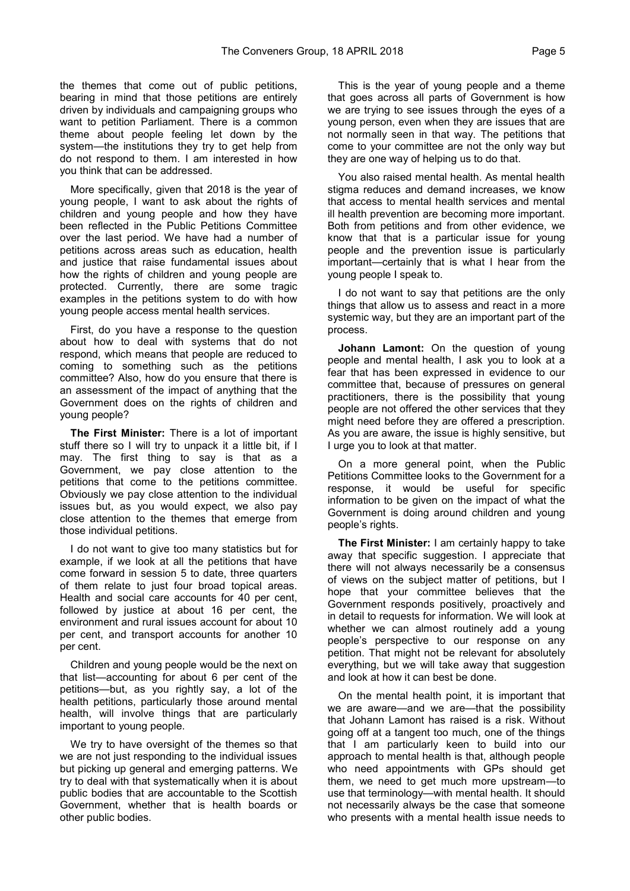the themes that come out of public petitions, bearing in mind that those petitions are entirely driven by individuals and campaigning groups who want to petition Parliament. There is a common theme about people feeling let down by the system—the institutions they try to get help from do not respond to them. I am interested in how you think that can be addressed.

More specifically, given that 2018 is the year of young people, I want to ask about the rights of children and young people and how they have been reflected in the Public Petitions Committee over the last period. We have had a number of petitions across areas such as education, health and justice that raise fundamental issues about how the rights of children and young people are protected. Currently, there are some tragic examples in the petitions system to do with how young people access mental health services.

First, do you have a response to the question about how to deal with systems that do not respond, which means that people are reduced to coming to something such as the petitions committee? Also, how do you ensure that there is an assessment of the impact of anything that the Government does on the rights of children and young people?

**The First Minister:** There is a lot of important stuff there so I will try to unpack it a little bit, if I may. The first thing to say is that as a Government, we pay close attention to the petitions that come to the petitions committee. Obviously we pay close attention to the individual issues but, as you would expect, we also pay close attention to the themes that emerge from those individual petitions.

I do not want to give too many statistics but for example, if we look at all the petitions that have come forward in session 5 to date, three quarters of them relate to just four broad topical areas. Health and social care accounts for 40 per cent, followed by justice at about 16 per cent, the environment and rural issues account for about 10 per cent, and transport accounts for another 10 per cent.

Children and young people would be the next on that list—accounting for about 6 per cent of the petitions—but, as you rightly say, a lot of the health petitions, particularly those around mental health, will involve things that are particularly important to young people.

We try to have oversight of the themes so that we are not just responding to the individual issues but picking up general and emerging patterns. We try to deal with that systematically when it is about public bodies that are accountable to the Scottish Government, whether that is health boards or other public bodies.

This is the year of young people and a theme that goes across all parts of Government is how we are trying to see issues through the eyes of a young person, even when they are issues that are not normally seen in that way. The petitions that come to your committee are not the only way but they are one way of helping us to do that.

You also raised mental health. As mental health stigma reduces and demand increases, we know that access to mental health services and mental ill health prevention are becoming more important. Both from petitions and from other evidence, we know that that is a particular issue for young people and the prevention issue is particularly important—certainly that is what I hear from the young people I speak to.

I do not want to say that petitions are the only things that allow us to assess and react in a more systemic way, but they are an important part of the process.

**Johann Lamont:** On the question of young people and mental health, I ask you to look at a fear that has been expressed in evidence to our committee that, because of pressures on general practitioners, there is the possibility that young people are not offered the other services that they might need before they are offered a prescription. As you are aware, the issue is highly sensitive, but I urge you to look at that matter.

On a more general point, when the Public Petitions Committee looks to the Government for a response, it would be useful for specific information to be given on the impact of what the Government is doing around children and young people's rights.

**The First Minister:** I am certainly happy to take away that specific suggestion. I appreciate that there will not always necessarily be a consensus of views on the subject matter of petitions, but I hope that your committee believes that the Government responds positively, proactively and in detail to requests for information. We will look at whether we can almost routinely add a young people's perspective to our response on any petition. That might not be relevant for absolutely everything, but we will take away that suggestion and look at how it can best be done.

On the mental health point, it is important that we are aware—and we are—that the possibility that Johann Lamont has raised is a risk. Without going off at a tangent too much, one of the things that I am particularly keen to build into our approach to mental health is that, although people who need appointments with GPs should get them, we need to get much more upstream—to use that terminology—with mental health. It should not necessarily always be the case that someone who presents with a mental health issue needs to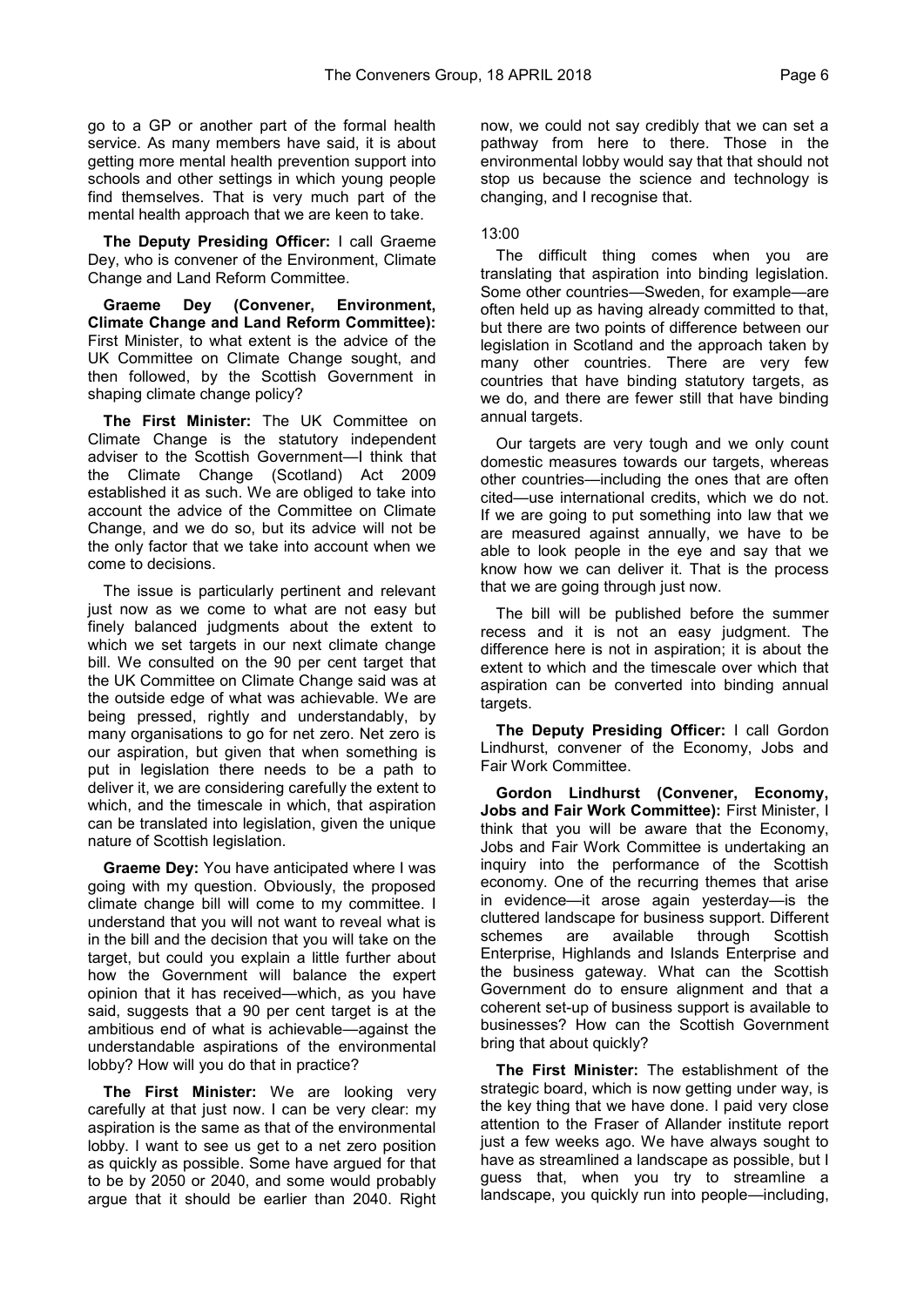go to a GP or another part of the formal health service. As many members have said, it is about getting more mental health prevention support into schools and other settings in which young people find themselves. That is very much part of the mental health approach that we are keen to take.

**The Deputy Presiding Officer:** I call Graeme Dey, who is convener of the Environment, Climate Change and Land Reform Committee.

**Graeme Dey (Convener, Environment, Climate Change and Land Reform Committee):** First Minister, to what extent is the advice of the UK Committee on Climate Change sought, and then followed, by the Scottish Government in shaping climate change policy?

**The First Minister:** The UK Committee on Climate Change is the statutory independent adviser to the Scottish Government—I think that the Climate Change (Scotland) Act 2009 established it as such. We are obliged to take into account the advice of the Committee on Climate Change, and we do so, but its advice will not be the only factor that we take into account when we come to decisions.

The issue is particularly pertinent and relevant just now as we come to what are not easy but finely balanced judgments about the extent to which we set targets in our next climate change bill. We consulted on the 90 per cent target that the UK Committee on Climate Change said was at the outside edge of what was achievable. We are being pressed, rightly and understandably, by many organisations to go for net zero. Net zero is our aspiration, but given that when something is put in legislation there needs to be a path to deliver it, we are considering carefully the extent to which, and the timescale in which, that aspiration can be translated into legislation, given the unique nature of Scottish legislation.

**Graeme Dey:** You have anticipated where I was going with my question. Obviously, the proposed climate change bill will come to my committee. I understand that you will not want to reveal what is in the bill and the decision that you will take on the target, but could you explain a little further about how the Government will balance the expert opinion that it has received—which, as you have said, suggests that a 90 per cent target is at the ambitious end of what is achievable—against the understandable aspirations of the environmental lobby? How will you do that in practice?

**The First Minister:** We are looking very carefully at that just now. I can be very clear: my aspiration is the same as that of the environmental lobby. I want to see us get to a net zero position as quickly as possible. Some have argued for that to be by 2050 or 2040, and some would probably argue that it should be earlier than 2040. Right now, we could not say credibly that we can set a pathway from here to there. Those in the environmental lobby would say that that should not stop us because the science and technology is changing, and I recognise that.

13:00

The difficult thing comes when you are translating that aspiration into binding legislation. Some other countries—Sweden, for example—are often held up as having already committed to that, but there are two points of difference between our legislation in Scotland and the approach taken by many other countries. There are very few countries that have binding statutory targets, as we do, and there are fewer still that have binding annual targets.

Our targets are very tough and we only count domestic measures towards our targets, whereas other countries—including the ones that are often cited—use international credits, which we do not. If we are going to put something into law that we are measured against annually, we have to be able to look people in the eye and say that we know how we can deliver it. That is the process that we are going through just now.

The bill will be published before the summer recess and it is not an easy judgment. The difference here is not in aspiration; it is about the extent to which and the timescale over which that aspiration can be converted into binding annual targets.

**The Deputy Presiding Officer:** I call Gordon Lindhurst, convener of the Economy, Jobs and Fair Work Committee.

**Gordon Lindhurst (Convener, Economy, Jobs and Fair Work Committee):** First Minister, I think that you will be aware that the Economy, Jobs and Fair Work Committee is undertaking an inquiry into the performance of the Scottish economy. One of the recurring themes that arise in evidence—it arose again yesterday—is the cluttered landscape for business support. Different schemes are available through Scottish Enterprise, Highlands and Islands Enterprise and the business gateway. What can the Scottish Government do to ensure alignment and that a coherent set-up of business support is available to businesses? How can the Scottish Government bring that about quickly?

**The First Minister:** The establishment of the strategic board, which is now getting under way, is the key thing that we have done. I paid very close attention to the Fraser of Allander institute report just a few weeks ago. We have always sought to have as streamlined a landscape as possible, but I guess that, when you try to streamline a landscape, you quickly run into people—including,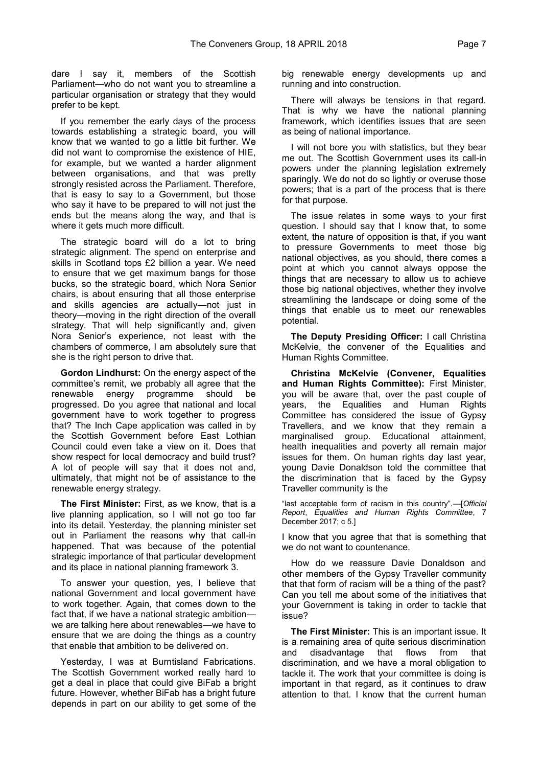dare I say it, members of the Scottish Parliament—who do not want you to streamline a particular organisation or strategy that they would prefer to be kept.

If you remember the early days of the process towards establishing a strategic board, you will know that we wanted to go a little bit further. We did not want to compromise the existence of HIE, for example, but we wanted a harder alignment between organisations, and that was pretty strongly resisted across the Parliament. Therefore, that is easy to say to a Government, but those who say it have to be prepared to will not just the ends but the means along the way, and that is where it gets much more difficult.

The strategic board will do a lot to bring strategic alignment. The spend on enterprise and skills in Scotland tops £2 billion a year. We need to ensure that we get maximum bangs for those bucks, so the strategic board, which Nora Senior chairs, is about ensuring that all those enterprise and skills agencies are actually—not just in theory—moving in the right direction of the overall strategy. That will help significantly and, given Nora Senior's experience, not least with the chambers of commerce, I am absolutely sure that she is the right person to drive that.

**Gordon Lindhurst:** On the energy aspect of the committee's remit, we probably all agree that the renewable energy programme should be progressed. Do you agree that national and local government have to work together to progress that? The Inch Cape application was called in by the Scottish Government before East Lothian Council could even take a view on it. Does that show respect for local democracy and build trust? A lot of people will say that it does not and, ultimately, that might not be of assistance to the renewable energy strategy.

**The First Minister:** First, as we know, that is a live planning application, so I will not go too far into its detail. Yesterday, the planning minister set out in Parliament the reasons why that call-in happened. That was because of the potential strategic importance of that particular development and its place in national planning framework 3.

To answer your question, yes, I believe that national Government and local government have to work together. Again, that comes down to the fact that, if we have a national strategic ambition—we are talking here about renewables—we have to ensure that we are doing the things as a country that enable that ambition to be delivered on.

Yesterday, I was at Burntisland Fabrications. The Scottish Government worked really hard to get a deal in place that could give BiFab a bright future. However, whether BiFab has a bright future depends in part on our ability to get some of the big renewable energy developments up and running and into construction.

There will always be tensions in that regard. That is why we have the national planning framework, which identifies issues that are seen as being of national importance.

I will not bore you with statistics, but they bear me out. The Scottish Government uses its call-in powers under the planning legislation extremely sparingly. We do not do so lightly or overuse those powers; that is a part of the process that is there for that purpose.

The issue relates in some ways to your first question. I should say that I know that, to some extent, the nature of opposition is that, if you want to pressure Governments to meet those big national objectives, as you should, there comes a point at which you cannot always oppose the things that are necessary to allow us to achieve those big national objectives, whether they involve streamlining the landscape or doing some of the things that enable us to meet our renewables potential.

**The Deputy Presiding Officer:** I call Christina McKelvie, the convener of the Equalities and Human Rights Committee.

**Christina McKelvie (Convener, Equalities and Human Rights Committee):** First Minister, you will be aware that, over the past couple of years, the Equalities and Human Rights Committee has considered the issue of Gypsy Travellers, and we know that they remain a marginalised group. Educational attainment, health inequalities and poverty all remain major issues for them. On human rights day last year, young Davie Donaldson told the committee that the discrimination that is faced by the Gypsy Traveller community is the

"last acceptable form of racism in this country".—[*Official Report*, *Equalities and Human Rights Committee*, 7 December 2017; c 5.]

I know that you agree that that is something that we do not want to countenance.

How do we reassure Davie Donaldson and other members of the Gypsy Traveller community that that form of racism will be a thing of the past? Can you tell me about some of the initiatives that your Government is taking in order to tackle that issue?

**The First Minister:** This is an important issue. It is a remaining area of quite serious discrimination and disadvantage that flows from that discrimination, and we have a moral obligation to tackle it. The work that your committee is doing is important in that regard, as it continues to draw attention to that. I know that the current human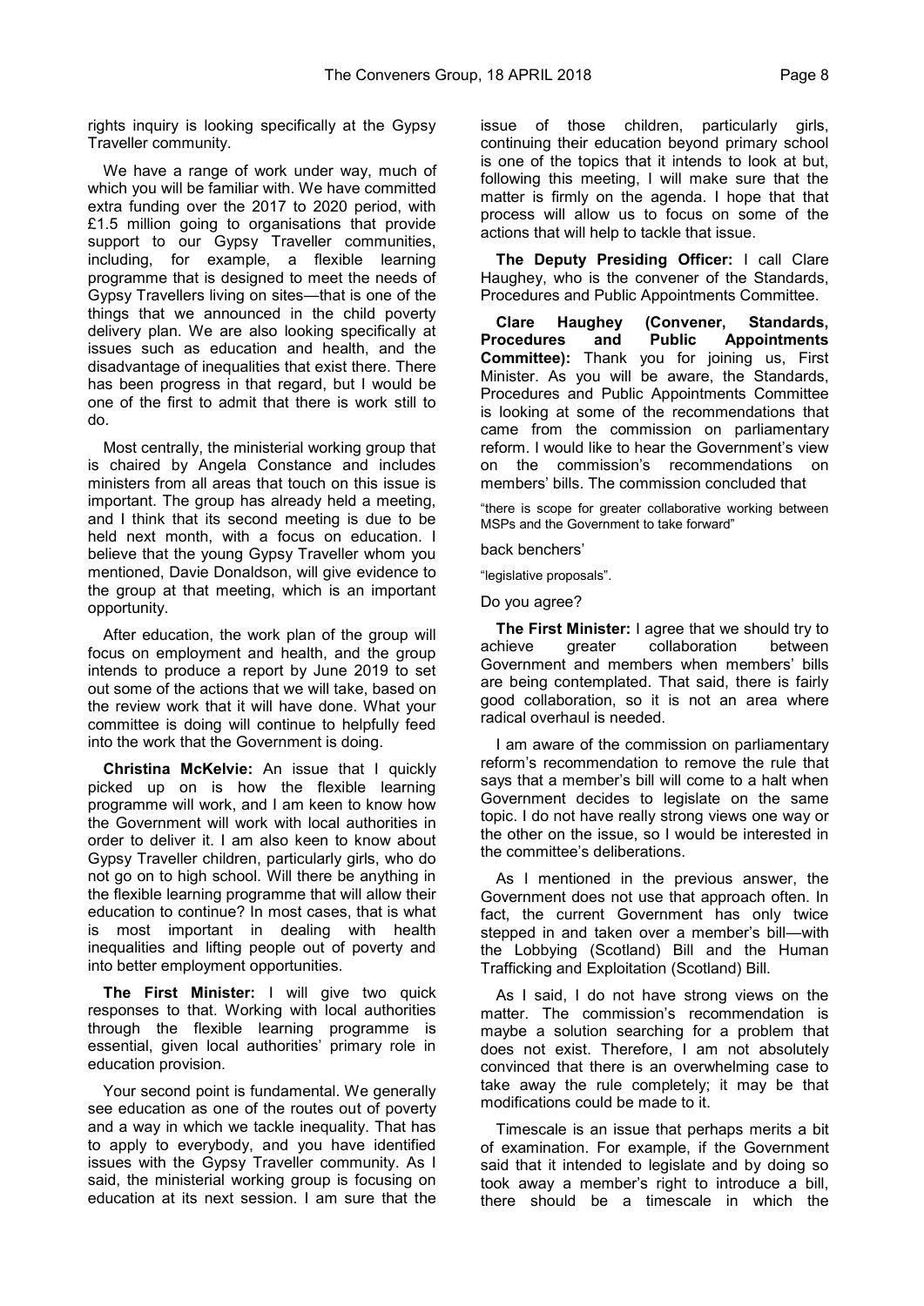rights inquiry is looking specifically at the Gypsy Traveller community.

We have a range of work under way, much of which you will be familiar with. We have committed extra funding over the 2017 to 2020 period, with £1.5 million going to organisations that provide support to our Gypsy Traveller communities, including, for example, a flexible learning programme that is designed to meet the needs of Gypsy Travellers living on sites—that is one of the things that we announced in the child poverty delivery plan. We are also looking specifically at issues such as education and health, and the disadvantage of inequalities that exist there. There has been progress in that regard, but I would be one of the first to admit that there is work still to do.

Most centrally, the ministerial working group that is chaired by Angela Constance and includes ministers from all areas that touch on this issue is important. The group has already held a meeting, and I think that its second meeting is due to be held next month, with a focus on education. I believe that the young Gypsy Traveller whom you mentioned, Davie Donaldson, will give evidence to the group at that meeting, which is an important opportunity.

After education, the work plan of the group will focus on employment and health, and the group intends to produce a report by June 2019 to set out some of the actions that we will take, based on the review work that it will have done. What your committee is doing will continue to helpfully feed into the work that the Government is doing.

**Christina McKelvie:** An issue that I quickly picked up on is how the flexible learning programme will work, and I am keen to know how the Government will work with local authorities in order to deliver it. I am also keen to know about Gypsy Traveller children, particularly girls, who do not go on to high school. Will there be anything in the flexible learning programme that will allow their education to continue? In most cases, that is what is most important in dealing with health inequalities and lifting people out of poverty and into better employment opportunities.

**The First Minister:** I will give two quick responses to that. Working with local authorities through the flexible learning programme is essential, given local authorities' primary role in education provision.

Your second point is fundamental. We generally see education as one of the routes out of poverty and a way in which we tackle inequality. That has to apply to everybody, and you have identified issues with the Gypsy Traveller community. As I said, the ministerial working group is focusing on education at its next session. I am sure that the issue of those children, particularly girls, continuing their education beyond primary school is one of the topics that it intends to look at but, following this meeting, I will make sure that the matter is firmly on the agenda. I hope that that process will allow us to focus on some of the actions that will help to tackle that issue.

**The Deputy Presiding Officer:** I call Clare Haughey, who is the convener of the Standards, Procedures and Public Appointments Committee.

**Clare Haughey (Convener, Standards, Procedures and Public Appointments Committee):** Thank you for joining us, First Minister. As you will be aware, the Standards, Procedures and Public Appointments Committee is looking at some of the recommendations that came from the commission on parliamentary reform. I would like to hear the Government's view on the commission's recommendations on members' bills. The commission concluded that

"there is scope for greater collaborative working between MSPs and the Government to take forward"

back benchers'

"legislative proposals".

Do you agree?

**The First Minister:** I agree that we should try to achieve greater collaboration between Government and members when members' bills are being contemplated. That said, there is fairly good collaboration, so it is not an area where radical overhaul is needed.

I am aware of the commission on parliamentary reform's recommendation to remove the rule that says that a member's bill will come to a halt when Government decides to legislate on the same topic. I do not have really strong views one way or the other on the issue, so I would be interested in the committee's deliberations.

As I mentioned in the previous answer, the Government does not use that approach often. In fact, the current Government has only twice stepped in and taken over a member's bill—with the Lobbying (Scotland) Bill and the Human Trafficking and Exploitation (Scotland) Bill.

As I said, I do not have strong views on the matter. The commission's recommendation is maybe a solution searching for a problem that does not exist. Therefore, I am not absolutely convinced that there is an overwhelming case to take away the rule completely; it may be that modifications could be made to it.

Timescale is an issue that perhaps merits a bit of examination. For example, if the Government said that it intended to legislate and by doing so took away a member's right to introduce a bill, there should be a timescale in which the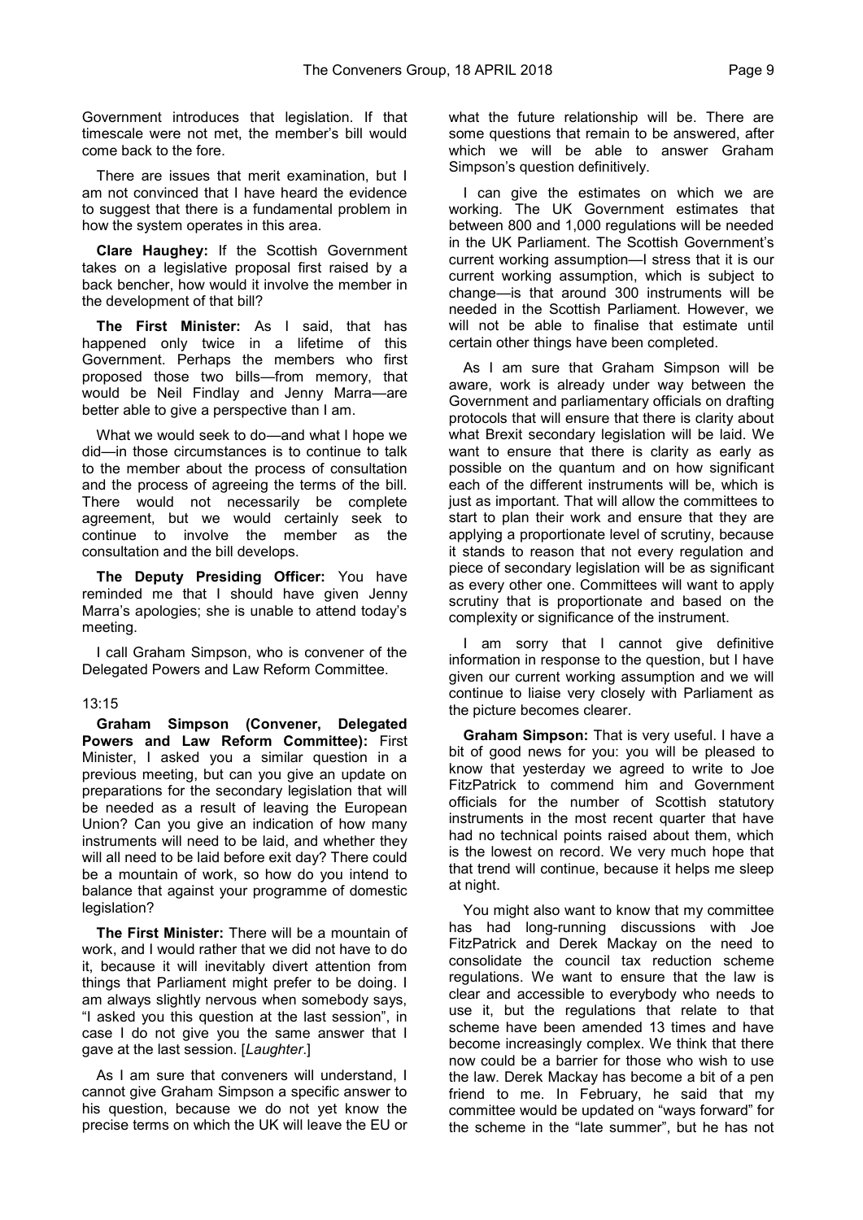Government introduces that legislation. If that timescale were not met, the member's bill would come back to the fore.

There are issues that merit examination, but I am not convinced that I have heard the evidence to suggest that there is a fundamental problem in how the system operates in this area.

**Clare Haughey:** If the Scottish Government takes on a legislative proposal first raised by a back bencher, how would it involve the member in the development of that bill?

**The First Minister:** As I said, that has happened only twice in a lifetime of this Government. Perhaps the members who first proposed those two bills—from memory, that would be Neil Findlay and Jenny Marra—are better able to give a perspective than I am.

What we would seek to do—and what I hope we did—in those circumstances is to continue to talk to the member about the process of consultation and the process of agreeing the terms of the bill. There would not necessarily be complete agreement, but we would certainly seek to continue to involve the member as the consultation and the bill develops.

**The Deputy Presiding Officer:** You have reminded me that I should have given Jenny Marra's apologies; she is unable to attend today's meeting.

I call Graham Simpson, who is convener of the Delegated Powers and Law Reform Committee.

13:15

**Graham Simpson (Convener, Delegated Powers and Law Reform Committee):** First Minister, I asked you a similar question in a previous meeting, but can you give an update on preparations for the secondary legislation that will be needed as a result of leaving the European Union? Can you give an indication of how many instruments will need to be laid, and whether they will all need to be laid before exit day? There could be a mountain of work, so how do you intend to balance that against your programme of domestic legislation?

**The First Minister:** There will be a mountain of work, and I would rather that we did not have to do it, because it will inevitably divert attention from things that Parliament might prefer to be doing. I am always slightly nervous when somebody says, "I asked you this question at the last session", in case I do not give you the same answer that I gave at the last session. [*Laughter*.]

As I am sure that conveners will understand, I cannot give Graham Simpson a specific answer to his question, because we do not yet know the precise terms on which the UK will leave the EU or what the future relationship will be. There are some questions that remain to be answered, after which we will be able to answer Graham Simpson's question definitively.

I can give the estimates on which we are working. The UK Government estimates that between 800 and 1,000 regulations will be needed in the UK Parliament. The Scottish Government's current working assumption—I stress that it is our current working assumption, which is subject to change—is that around 300 instruments will be needed in the Scottish Parliament. However, we will not be able to finalise that estimate until certain other things have been completed.

As I am sure that Graham Simpson will be aware, work is already under way between the Government and parliamentary officials on drafting protocols that will ensure that there is clarity about what Brexit secondary legislation will be laid. We want to ensure that there is clarity as early as possible on the quantum and on how significant each of the different instruments will be, which is just as important. That will allow the committees to start to plan their work and ensure that they are applying a proportionate level of scrutiny, because it stands to reason that not every regulation and piece of secondary legislation will be as significant as every other one. Committees will want to apply scrutiny that is proportionate and based on the complexity or significance of the instrument.

I am sorry that I cannot give definitive information in response to the question, but I have given our current working assumption and we will continue to liaise very closely with Parliament as the picture becomes clearer.

**Graham Simpson:** That is very useful. I have a bit of good news for you: you will be pleased to know that yesterday we agreed to write to Joe FitzPatrick to commend him and Government officials for the number of Scottish statutory instruments in the most recent quarter that have had no technical points raised about them, which is the lowest on record. We very much hope that that trend will continue, because it helps me sleep at night.

You might also want to know that my committee has had long-running discussions with Joe FitzPatrick and Derek Mackay on the need to consolidate the council tax reduction scheme regulations. We want to ensure that the law is clear and accessible to everybody who needs to use it, but the regulations that relate to that scheme have been amended 13 times and have become increasingly complex. We think that there now could be a barrier for those who wish to use the law. Derek Mackay has become a bit of a pen friend to me. In February, he said that my committee would be updated on "ways forward" for the scheme in the "late summer", but he has not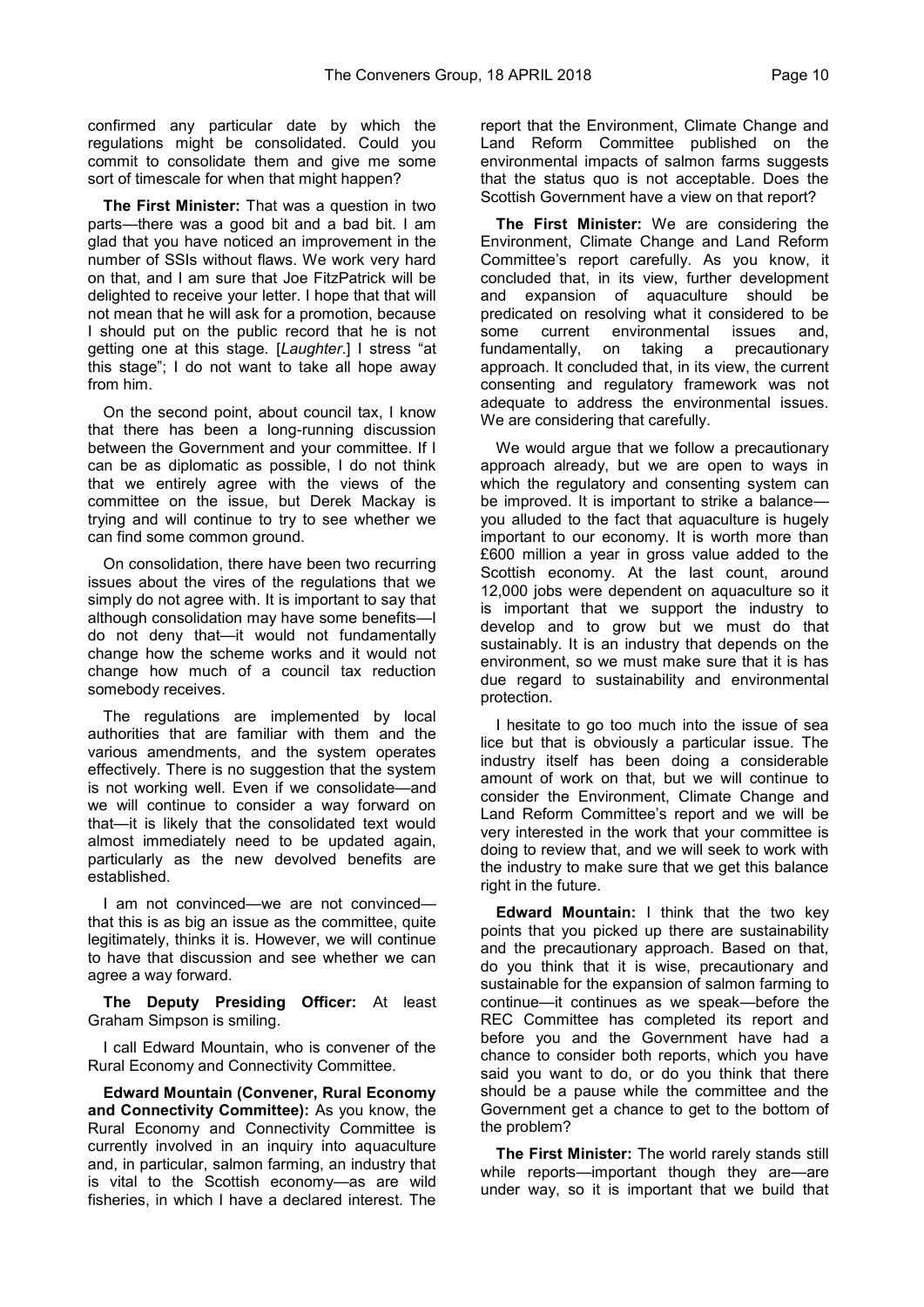confirmed any particular date by which the regulations might be consolidated. Could you commit to consolidate them and give me some sort of timescale for when that might happen?

**The First Minister:** That was a question in two parts—there was a good bit and a bad bit. I am glad that you have noticed an improvement in the number of SSIs without flaws. We work very hard on that, and I am sure that Joe FitzPatrick will be delighted to receive your letter. I hope that that will not mean that he will ask for a promotion, because I should put on the public record that he is not getting one at this stage. [*Laughter.*] I stress "at this stage"; I do not want to take all hope away from him.

On the second point, about council tax, I know that there has been a long-running discussion between the Government and your committee. If I can be as diplomatic as possible, I do not think that we entirely agree with the views of the committee on the issue, but Derek Mackay is trying and will continue to try to see whether we can find some common ground.

On consolidation, there have been two recurring issues about the vires of the regulations that we simply do not agree with. It is important to say that although consolidation may have some benefits—I do not deny that—it would not fundamentally change how the scheme works and it would not change how much of a council tax reduction somebody receives.

The regulations are implemented by local authorities that are familiar with them and the various amendments, and the system operates effectively. There is no suggestion that the system is not working well. Even if we consolidate—and we will continue to consider a way forward on that—it is likely that the consolidated text would almost immediately need to be updated again, particularly as the new devolved benefits are established.

I am not convinced—we are not convinced—that this is as big an issue as the committee, quite legitimately, thinks it is. However, we will continue to have that discussion and see whether we can agree a way forward.

**The Deputy Presiding Officer:** At least Graham Simpson is smiling.

I call Edward Mountain, who is convener of the Rural Economy and Connectivity Committee.

**Edward Mountain (Convener, Rural Economy and Connectivity Committee):** As you know, the Rural Economy and Connectivity Committee is currently involved in an inquiry into aquaculture and, in particular, salmon farming, an industry that is vital to the Scottish economy—as are wild fisheries, in which I have a declared interest. The report that the Environment, Climate Change and Land Reform Committee published on the environmental impacts of salmon farms suggests that the status quo is not acceptable. Does the Scottish Government have a view on that report?

**The First Minister:** We are considering the Environment, Climate Change and Land Reform Committee's report carefully. As you know, it concluded that, in its view, further development and expansion of aquaculture should be predicated on resolving what it considered to be some current environmental issues and, fundamentally, on taking a precautionary approach. It concluded that, in its view, the current consenting and regulatory framework was not adequate to address the environmental issues. We are considering that carefully.

We would argue that we follow a precautionary approach already, but we are open to ways in which the regulatory and consenting system can be improved. It is important to strike a balance—you alluded to the fact that aquaculture is hugely important to our economy. It is worth more than £600 million a year in gross value added to the Scottish economy. At the last count, around 12,000 jobs were dependent on aquaculture so it is important that we support the industry to develop and to grow but we must do that sustainably. It is an industry that depends on the environment, so we must make sure that it is has due regard to sustainability and environmental protection.

I hesitate to go too much into the issue of sea lice but that is obviously a particular issue. The industry itself has been doing a considerable amount of work on that, but we will continue to consider the Environment, Climate Change and Land Reform Committee's report and we will be very interested in the work that your committee is doing to review that, and we will seek to work with the industry to make sure that we get this balance right in the future.

**Edward Mountain:** I think that the two key points that you picked up there are sustainability and the precautionary approach. Based on that, do you think that it is wise, precautionary and sustainable for the expansion of salmon farming to continue—it continues as we speak—before the REC Committee has completed its report and before you and the Government have had a chance to consider both reports, which you have said you want to do, or do you think that there should be a pause while the committee and the Government get a chance to get to the bottom of the problem?

**The First Minister:** The world rarely stands still while reports—important though they are—are under way, so it is important that we build that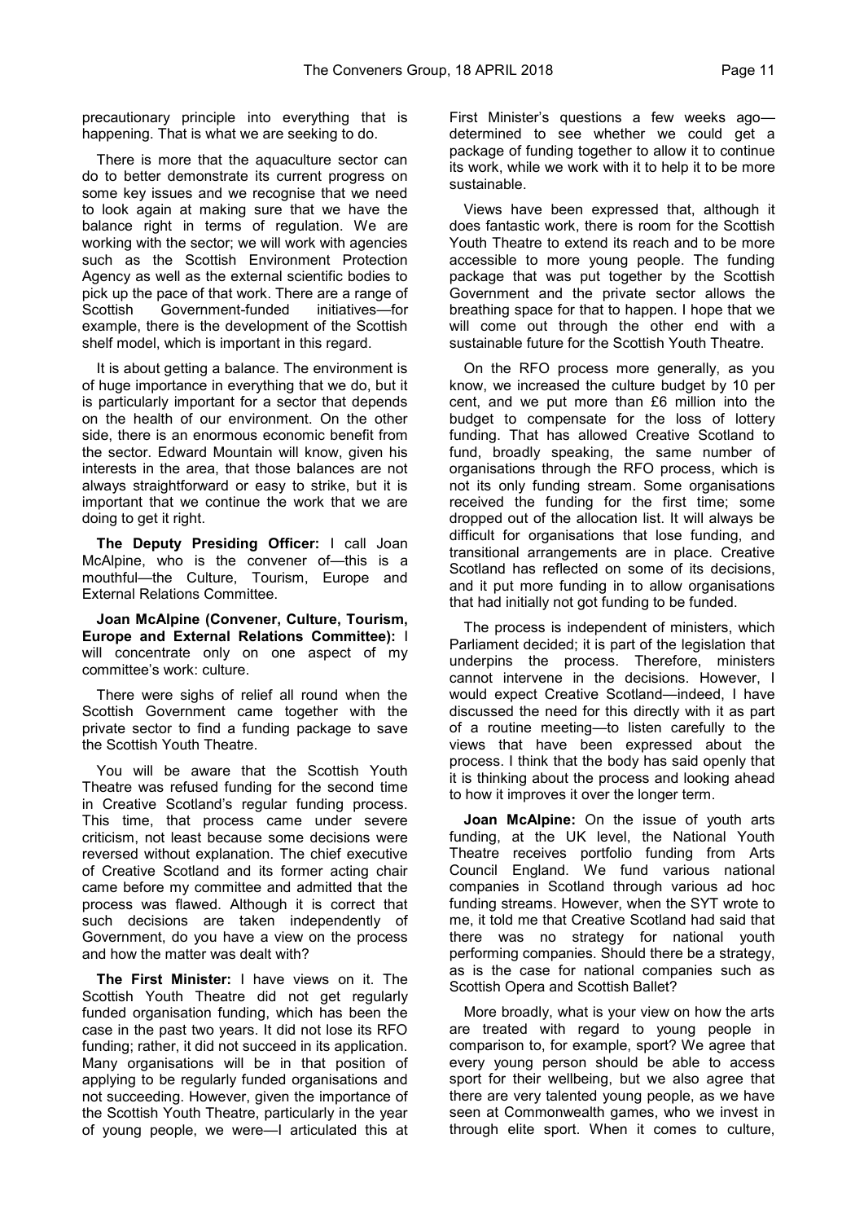precautionary principle into everything that is happening. That is what we are seeking to do.

There is more that the aquaculture sector can do to better demonstrate its current progress on some key issues and we recognise that we need to look again at making sure that we have the balance right in terms of regulation. We are working with the sector; we will work with agencies such as the Scottish Environment Protection Agency as well as the external scientific bodies to pick up the pace of that work. There are a range of Scottish Government-funded initiatives—for example, there is the development of the Scottish shelf model, which is important in this regard.

It is about getting a balance. The environment is of huge importance in everything that we do, but it is particularly important for a sector that depends on the health of our environment. On the other side, there is an enormous economic benefit from the sector. Edward Mountain will know, given his interests in the area, that those balances are not always straightforward or easy to strike, but it is important that we continue the work that we are doing to get it right.

**The Deputy Presiding Officer:** I call Joan McAlpine, who is the convener of—this is a mouthful—the Culture, Tourism, Europe and External Relations Committee.

**Joan McAlpine (Convener, Culture, Tourism, Europe and External Relations Committee):** I will concentrate only on one aspect of my committee's work: culture.

There were sighs of relief all round when the Scottish Government came together with the private sector to find a funding package to save the Scottish Youth Theatre.

You will be aware that the Scottish Youth Theatre was refused funding for the second time in Creative Scotland's regular funding process. This time, that process came under severe criticism, not least because some decisions were reversed without explanation. The chief executive of Creative Scotland and its former acting chair came before my committee and admitted that the process was flawed. Although it is correct that such decisions are taken independently of Government, do you have a view on the process and how the matter was dealt with?

**The First Minister:** I have views on it. The Scottish Youth Theatre did not get regularly funded organisation funding, which has been the case in the past two years. It did not lose its RFO funding; rather, it did not succeed in its application. Many organisations will be in that position of applying to be regularly funded organisations and not succeeding. However, given the importance of the Scottish Youth Theatre, particularly in the year of young people, we were—I articulated this at First Minister's questions a few weeks ago—determined to see whether we could get a package of funding together to allow it to continue its work, while we work with it to help it to be more sustainable.

Views have been expressed that, although it does fantastic work, there is room for the Scottish Youth Theatre to extend its reach and to be more accessible to more young people. The funding package that was put together by the Scottish Government and the private sector allows the breathing space for that to happen. I hope that we will come out through the other end with a sustainable future for the Scottish Youth Theatre.

On the RFO process more generally, as you know, we increased the culture budget by 10 per cent, and we put more than £6 million into the budget to compensate for the loss of lottery funding. That has allowed Creative Scotland to fund, broadly speaking, the same number of organisations through the RFO process, which is not its only funding stream. Some organisations received the funding for the first time; some dropped out of the allocation list. It will always be difficult for organisations that lose funding, and transitional arrangements are in place. Creative Scotland has reflected on some of its decisions, and it put more funding in to allow organisations that had initially not got funding to be funded.

The process is independent of ministers, which Parliament decided; it is part of the legislation that underpins the process. Therefore, ministers cannot intervene in the decisions. However, I would expect Creative Scotland—indeed, I have discussed the need for this directly with it as part of a routine meeting—to listen carefully to the views that have been expressed about the process. I think that the body has said openly that it is thinking about the process and looking ahead to how it improves it over the longer term.

**Joan McAlpine:** On the issue of youth arts funding, at the UK level, the National Youth Theatre receives portfolio funding from Arts Council England. We fund various national companies in Scotland through various ad hoc funding streams. However, when the SYT wrote to me, it told me that Creative Scotland had said that there was no strategy for national youth performing companies. Should there be a strategy, as is the case for national companies such as Scottish Opera and Scottish Ballet?

More broadly, what is your view on how the arts are treated with regard to young people in comparison to, for example, sport? We agree that every young person should be able to access sport for their wellbeing, but we also agree that there are very talented young people, as we have seen at Commonwealth games, who we invest in through elite sport. When it comes to culture,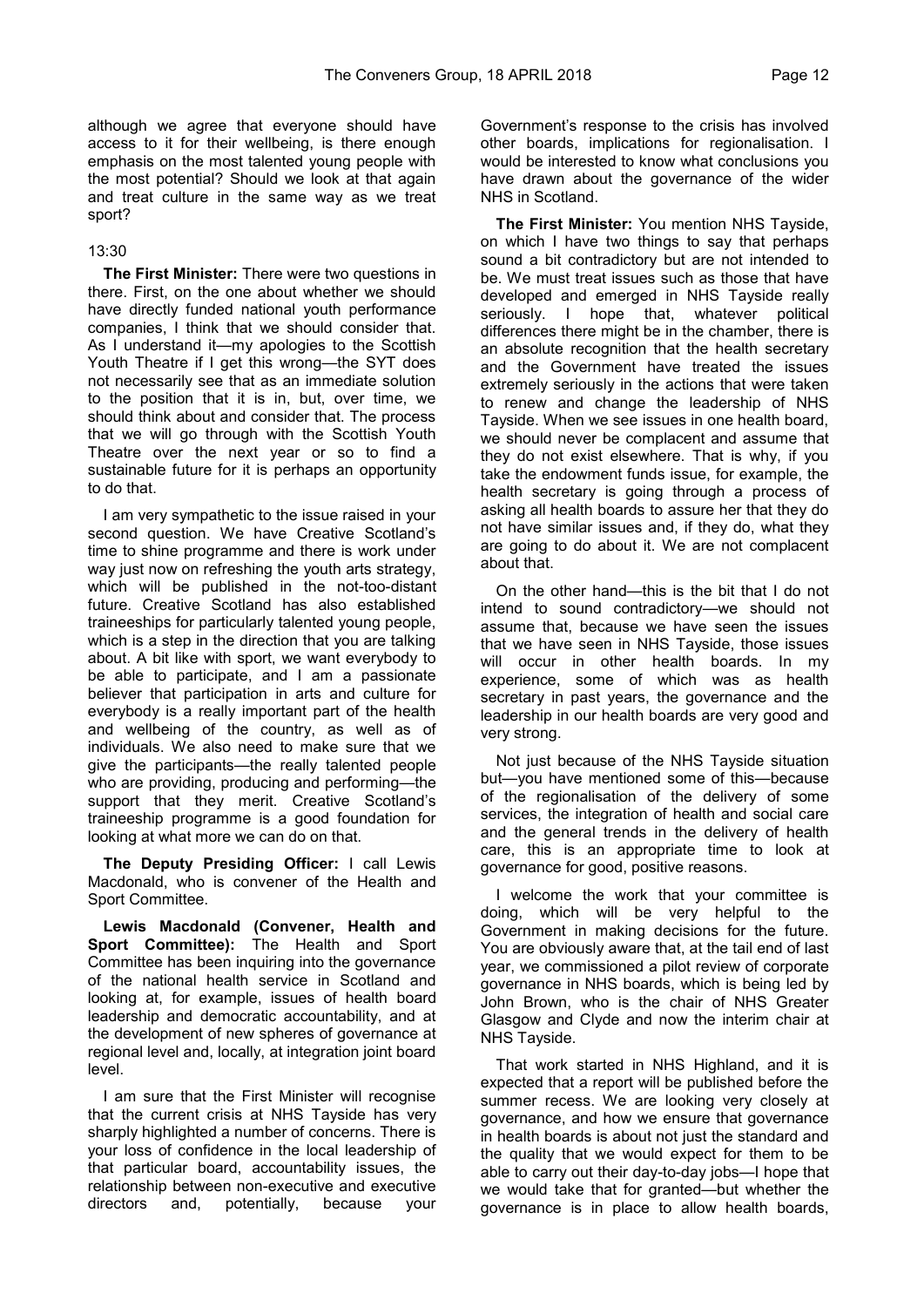although we agree that everyone should have access to it for their wellbeing, is there enough emphasis on the most talented young people with the most potential? Should we look at that again and treat culture in the same way as we treat sport?

13:30

**The First Minister:** There were two questions in there. First, on the one about whether we should have directly funded national youth performance companies, I think that we should consider that. As I understand it—my apologies to the Scottish Youth Theatre if I get this wrong—the SYT does not necessarily see that as an immediate solution to the position that it is in, but, over time, we should think about and consider that. The process that we will go through with the Scottish Youth Theatre over the next year or so to find a sustainable future for it is perhaps an opportunity to do that.

I am very sympathetic to the issue raised in your second question. We have Creative Scotland's time to shine programme and there is work under way just now on refreshing the youth arts strategy, which will be published in the not-too-distant future. Creative Scotland has also established traineeships for particularly talented young people, which is a step in the direction that you are talking about. A bit like with sport, we want everybody to be able to participate, and I am a passionate believer that participation in arts and culture for everybody is a really important part of the health and wellbeing of the country, as well as of individuals. We also need to make sure that we give the participants—the really talented people who are providing, producing and performing—the support that they merit. Creative Scotland's traineeship programme is a good foundation for looking at what more we can do on that.

**The Deputy Presiding Officer:** I call Lewis Macdonald, who is convener of the Health and Sport Committee.

**Lewis Macdonald (Convener, Health and Sport Committee):** The Health and Sport Committee has been inquiring into the governance of the national health service in Scotland and looking at, for example, issues of health board leadership and democratic accountability, and at the development of new spheres of governance at regional level and, locally, at integration joint board level.

I am sure that the First Minister will recognise that the current crisis at NHS Tayside has very sharply highlighted a number of concerns. There is your loss of confidence in the local leadership of that particular board, accountability issues, the relationship between non-executive and executive directors and, potentially, because your Government's response to the crisis has involved other boards, implications for regionalisation. I would be interested to know what conclusions you have drawn about the governance of the wider NHS in Scotland.

**The First Minister:** You mention NHS Tayside, on which I have two things to say that perhaps sound a bit contradictory but are not intended to be. We must treat issues such as those that have developed and emerged in NHS Tayside really seriously. I hope that, whatever political differences there might be in the chamber, there is an absolute recognition that the health secretary and the Government have treated the issues extremely seriously in the actions that were taken to renew and change the leadership of NHS Tayside. When we see issues in one health board, we should never be complacent and assume that they do not exist elsewhere. That is why, if you take the endowment funds issue, for example, the health secretary is going through a process of asking all health boards to assure her that they do not have similar issues and, if they do, what they are going to do about it. We are not complacent about that.

On the other hand—this is the bit that I do not intend to sound contradictory—we should not assume that, because we have seen the issues that we have seen in NHS Tayside, those issues will occur in other health boards. In my experience, some of which was as health secretary in past years, the governance and the leadership in our health boards are very good and very strong.

Not just because of the NHS Tayside situation but—you have mentioned some of this—because of the regionalisation of the delivery of some services, the integration of health and social care and the general trends in the delivery of health care, this is an appropriate time to look at governance for good, positive reasons.

I welcome the work that your committee is doing, which will be very helpful to the Government in making decisions for the future. You are obviously aware that, at the tail end of last year, we commissioned a pilot review of corporate governance in NHS boards, which is being led by John Brown, who is the chair of NHS Greater Glasgow and Clyde and now the interim chair at NHS Tayside.

That work started in NHS Highland, and it is expected that a report will be published before the summer recess. We are looking very closely at governance, and how we ensure that governance in health boards is about not just the standard and the quality that we would expect for them to be able to carry out their day-to-day jobs—I hope that we would take that for granted—but whether the governance is in place to allow health boards,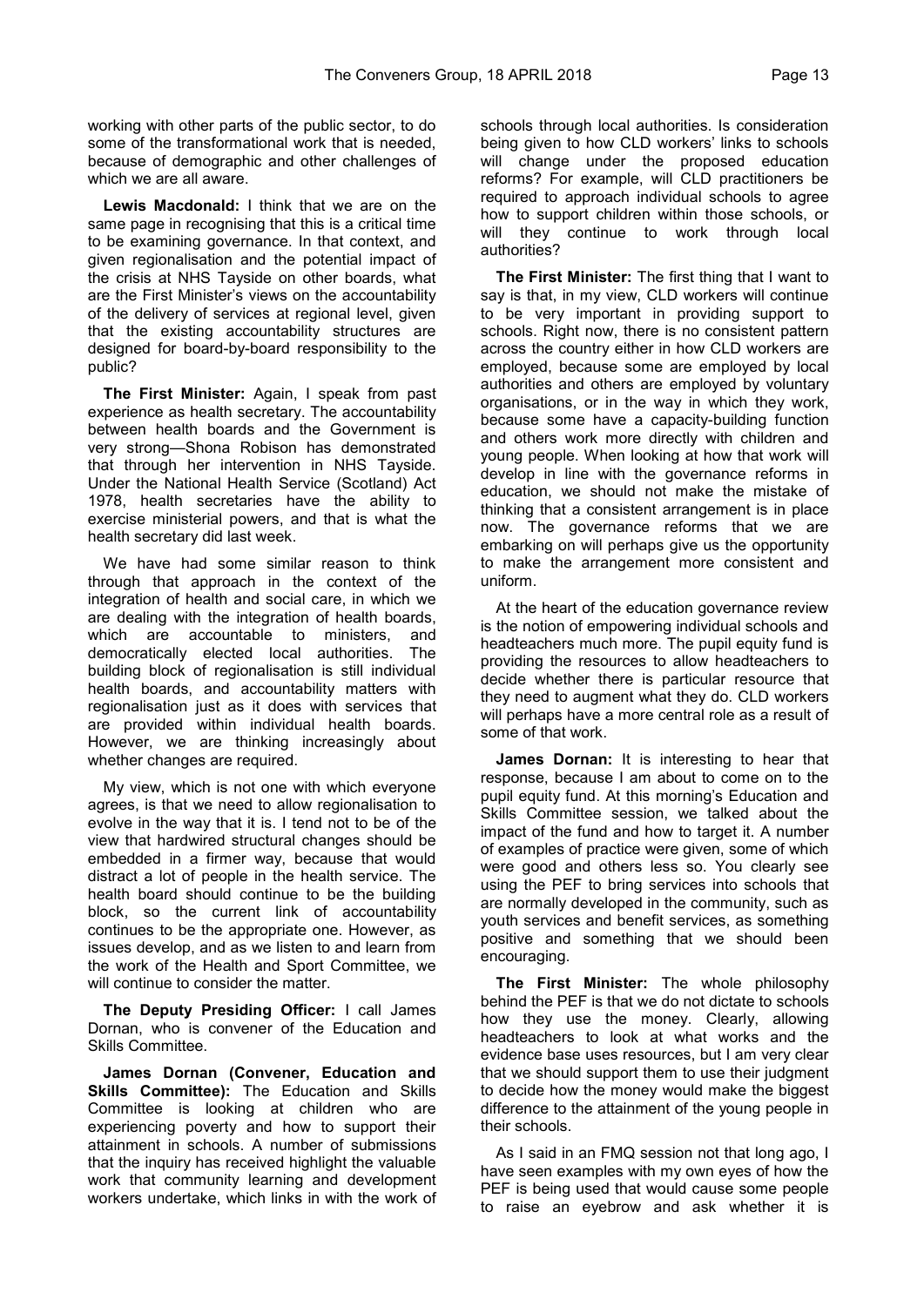working with other parts of the public sector, to do some of the transformational work that is needed, because of demographic and other challenges of which we are all aware.

**Lewis Macdonald:** I think that we are on the same page in recognising that this is a critical time to be examining governance. In that context, and given regionalisation and the potential impact of the crisis at NHS Tayside on other boards, what are the First Minister's views on the accountability of the delivery of services at regional level, given that the existing accountability structures are designed for board-by-board responsibility to the public?

**The First Minister:** Again, I speak from past experience as health secretary. The accountability between health boards and the Government is very strong—Shona Robison has demonstrated that through her intervention in NHS Tayside. Under the National Health Service (Scotland) Act 1978, health secretaries have the ability to exercise ministerial powers, and that is what the health secretary did last week.

We have had some similar reason to think through that approach in the context of the integration of health and social care, in which we are dealing with the integration of health boards, which are accountable to ministers, and democratically elected local authorities. The building block of regionalisation is still individual health boards, and accountability matters with regionalisation just as it does with services that are provided within individual health boards. However, we are thinking increasingly about whether changes are required.

My view, which is not one with which everyone agrees, is that we need to allow regionalisation to evolve in the way that it is. I tend not to be of the view that hardwired structural changes should be embedded in a firmer way, because that would distract a lot of people in the health service. The health board should continue to be the building block, so the current link of accountability continues to be the appropriate one. However, as issues develop, and as we listen to and learn from the work of the Health and Sport Committee, we will continue to consider the matter.

**The Deputy Presiding Officer:** I call James Dornan, who is convener of the Education and Skills Committee.

**James Dornan (Convener, Education and Skills Committee):** The Education and Skills Committee is looking at children who are experiencing poverty and how to support their attainment in schools. A number of submissions that the inquiry has received highlight the valuable work that community learning and development workers undertake, which links in with the work of schools through local authorities. Is consideration being given to how CLD workers' links to schools will change under the proposed education reforms? For example, will CLD practitioners be required to approach individual schools to agree how to support children within those schools, or will they continue to work through local authorities?

**The First Minister:** The first thing that I want to say is that, in my view, CLD workers will continue to be very important in providing support to schools. Right now, there is no consistent pattern across the country either in how CLD workers are employed, because some are employed by local authorities and others are employed by voluntary organisations, or in the way in which they work, because some have a capacity-building function and others work more directly with children and young people. When looking at how that work will develop in line with the governance reforms in education, we should not make the mistake of thinking that a consistent arrangement is in place now. The governance reforms that we are embarking on will perhaps give us the opportunity to make the arrangement more consistent and uniform.

At the heart of the education governance review is the notion of empowering individual schools and headteachers much more. The pupil equity fund is providing the resources to allow headteachers to decide whether there is particular resource that they need to augment what they do. CLD workers will perhaps have a more central role as a result of some of that work.

**James Dornan:** It is interesting to hear that response, because I am about to come on to the pupil equity fund. At this morning's Education and Skills Committee session, we talked about the impact of the fund and how to target it. A number of examples of practice were given, some of which were good and others less so. You clearly see using the PEF to bring services into schools that are normally developed in the community, such as youth services and benefit services, as something positive and something that we should been encouraging.

**The First Minister:** The whole philosophy behind the PEF is that we do not dictate to schools how they use the money. Clearly, allowing headteachers to look at what works and the evidence base uses resources, but I am very clear that we should support them to use their judgment to decide how the money would make the biggest difference to the attainment of the young people in their schools.

As I said in an FMQ session not that long ago, I have seen examples with my own eyes of how the PEF is being used that would cause some people to raise an eyebrow and ask whether it is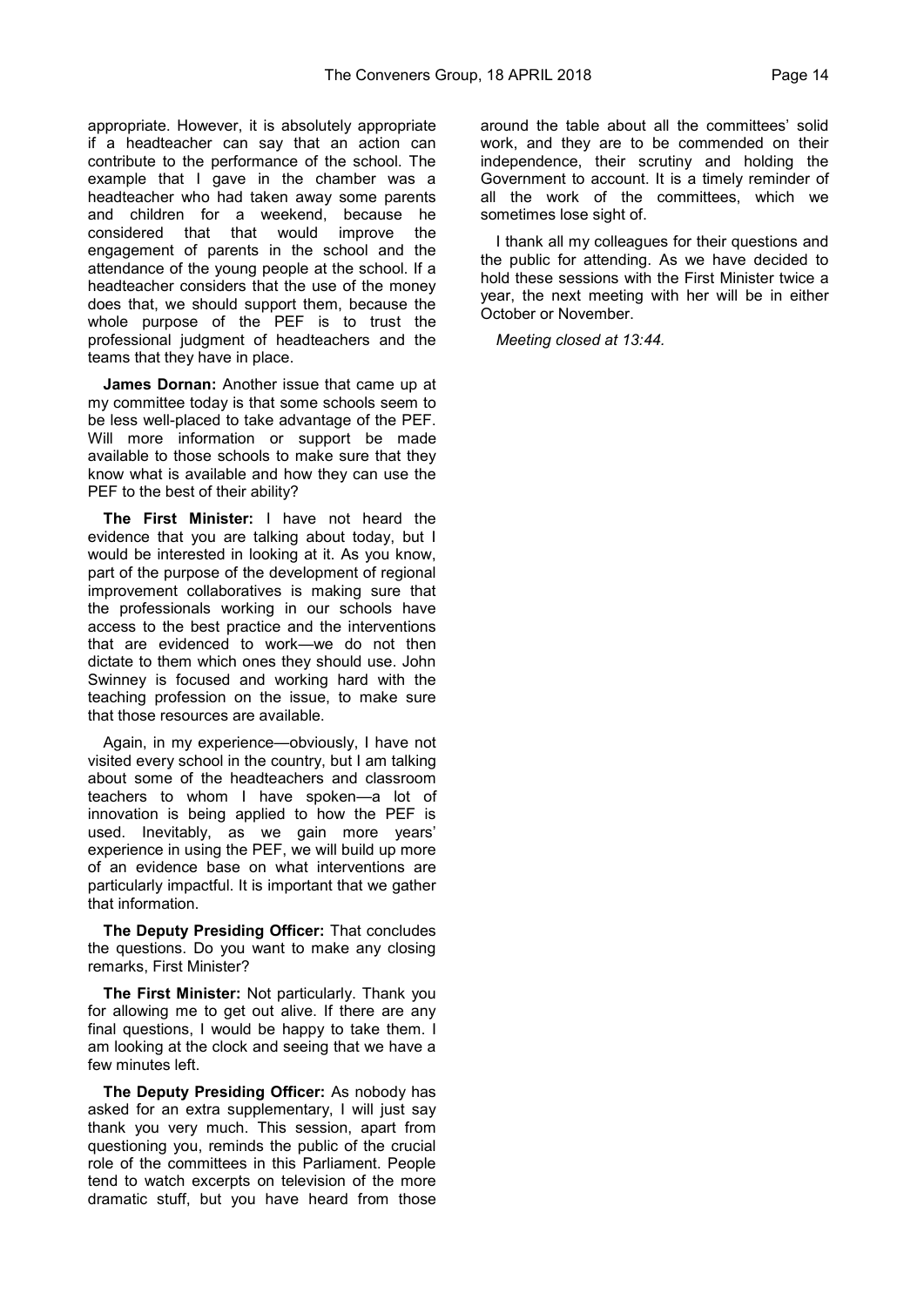appropriate. However, it is absolutely appropriate if a headteacher can say that an action can contribute to the performance of the school. The example that I gave in the chamber was a headteacher who had taken away some parents and children for a weekend, because he considered that that would improve the engagement of parents in the school and the attendance of the young people at the school. If a headteacher considers that the use of the money does that, we should support them, because the whole purpose of the PEF is to trust the professional judgment of headteachers and the teams that they have in place.

**James Dornan:** Another issue that came up at my committee today is that some schools seem to be less well-placed to take advantage of the PEF. Will more information or support be made available to those schools to make sure that they know what is available and how they can use the PEF to the best of their ability?

**The First Minister:** I have not heard the evidence that you are talking about today, but I would be interested in looking at it. As you know, part of the purpose of the development of regional improvement collaboratives is making sure that the professionals working in our schools have access to the best practice and the interventions that are evidenced to work—we do not then dictate to them which ones they should use. John Swinney is focused and working hard with the teaching profession on the issue, to make sure that those resources are available.

Again, in my experience—obviously, I have not visited every school in the country, but I am talking about some of the headteachers and classroom teachers to whom I have spoken—a lot of innovation is being applied to how the PEF is used. Inevitably, as we gain more years' experience in using the PEF, we will build up more of an evidence base on what interventions are particularly impactful. It is important that we gather that information.

**The Deputy Presiding Officer:** That concludes the questions. Do you want to make any closing remarks, First Minister?

**The First Minister:** Not particularly. Thank you for allowing me to get out alive. If there are any final questions, I would be happy to take them. I am looking at the clock and seeing that we have a few minutes left.

**The Deputy Presiding Officer:** As nobody has asked for an extra supplementary, I will just say thank you very much. This session, apart from questioning you, reminds the public of the crucial role of the committees in this Parliament. People tend to watch excerpts on television of the more dramatic stuff, but you have heard from those around the table about all the committees' solid work, and they are to be commended on their independence, their scrutiny and holding the Government to account. It is a timely reminder of all the work of the committees, which we sometimes lose sight of.

I thank all my colleagues for their questions and the public for attending. As we have decided to hold these sessions with the First Minister twice a year, the next meeting with her will be in either October or November.

*Meeting closed at 13:44.*